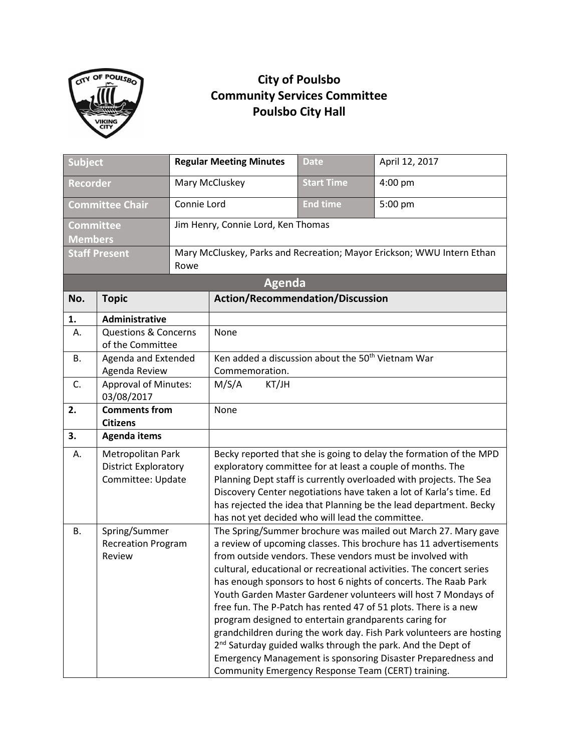# City of Poulsbo
# Community Services Committee
# Poulsbo City Hall

| Subject | Regular Meeting Minutes | Date | April 12, 2017 |
|---|---|---|---|
| Recorder | Mary McCluskey | Start Time | 4:00 pm |
| Committee Chair | Connie Lord | End time | 5:00 pm |
| Committee Members | Jim Henry, Connie Lord, Ken Thomas | | |
| Staff Present | Mary McCluskey, Parks and Recreation; Mayor Erickson; WWU Intern Ethan Rowe | | |

## Agenda

| No. | Topic | Action/Recommendation/Discussion |
|---|---|---|
| **1.** | **Administrative** | |
| A. | Questions & Concerns of the Committee | None |
| B. | Agenda and Extended Agenda Review | Ken added a discussion about the 50th Vietnam War Commemoration. |
| C. | Approval of Minutes: 03/08/2017 | M/S/A KT/JH |
| **2.** | **Comments from Citizens** | None |
| **3.** | **Agenda items** | |
| A. | Metropolitan Park District Exploratory Committee: Update | Becky reported that she is going to delay the formation of the MPD exploratory committee for at least a couple of months. The Planning Dept staff is currently overloaded with projects. The Sea Discovery Center negotiations have taken a lot of Karla's time. Ed has rejected the idea that Planning be the lead department. Becky has not yet decided who will lead the committee. |
| B. | Spring/Summer Recreation Program Review | The Spring/Summer brochure was mailed out March 27. Mary gave a review of upcoming classes. This brochure has 11 advertisements from outside vendors. These vendors must be involved with cultural, educational or recreational activities. The concert series has enough sponsors to host 6 nights of concerts. The Raab Park Youth Garden Master Gardener volunteers will host 7 Mondays of free fun. The P-Patch has rented 47 of 51 plots. There is a new program designed to entertain grandparents caring for grandchildren during the work day. Fish Park volunteers are hosting 2nd Saturday guided walks through the park. And the Dept of Emergency Management is sponsoring Disaster Preparedness and Community Emergency Response Team (CERT) training. |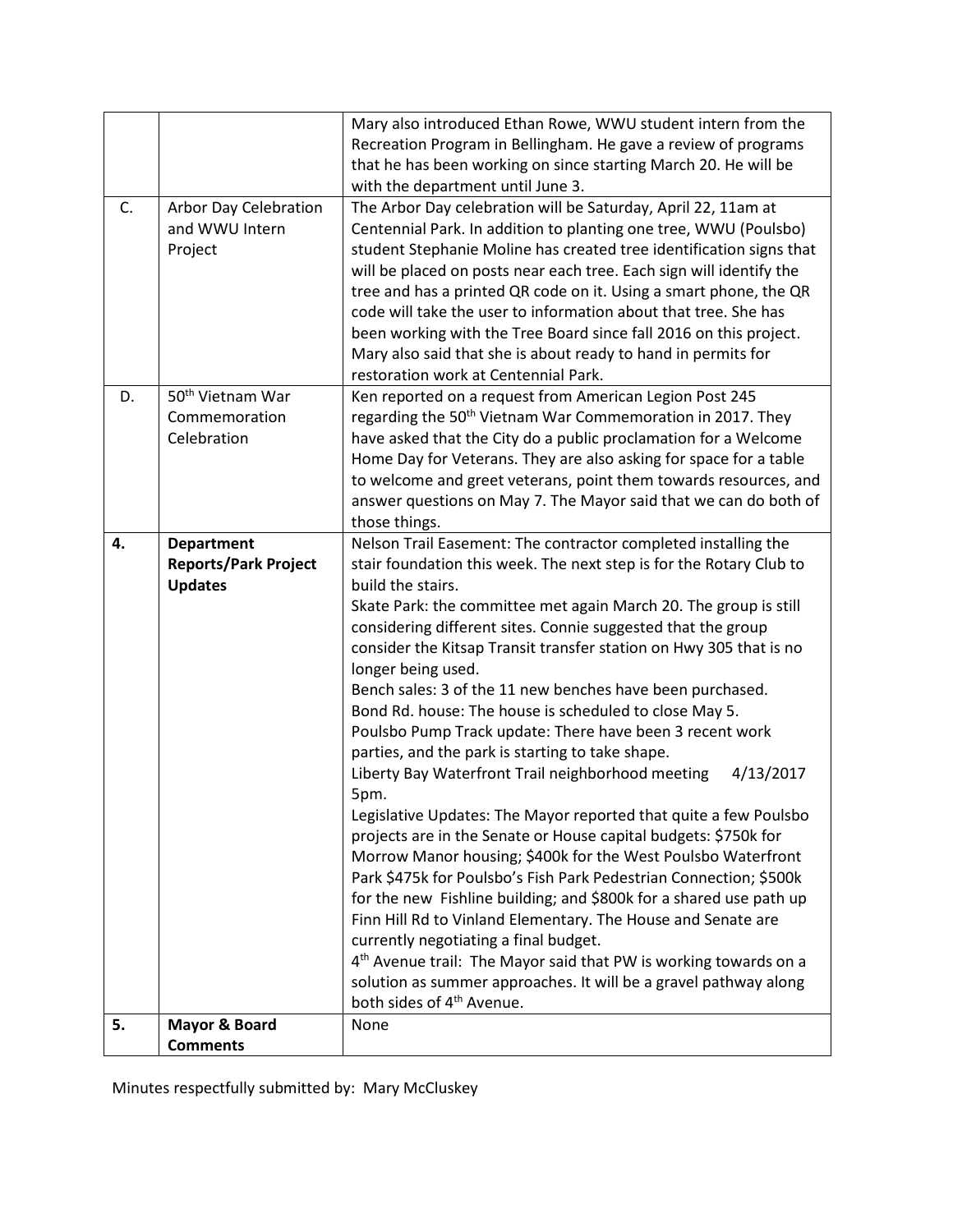| | | |
|---|---|---|
| | | Mary also introduced Ethan Rowe, WWU student intern from the Recreation Program in Bellingham. He gave a review of programs that he has been working on since starting March 20. He will be with the department until June 3. |
| C. | Arbor Day Celebration and WWU Intern Project | The Arbor Day celebration will be Saturday, April 22, 11am at Centennial Park. In addition to planting one tree, WWU (Poulsbo) student Stephanie Moline has created tree identification signs that will be placed on posts near each tree. Each sign will identify the tree and has a printed QR code on it. Using a smart phone, the QR code will take the user to information about that tree. She has been working with the Tree Board since fall 2016 on this project. Mary also said that she is about ready to hand in permits for restoration work at Centennial Park. |
| D. | 50th Vietnam War Commemoration Celebration | Ken reported on a request from American Legion Post 245 regarding the 50th Vietnam War Commemoration in 2017. They have asked that the City do a public proclamation for a Welcome Home Day for Veterans. They are also asking for space for a table to welcome and greet veterans, point them towards resources, and answer questions on May 7. The Mayor said that we can do both of those things. |
| **4.** | **Department Reports/Park Project Updates** | Nelson Trail Easement: The contractor completed installing the stair foundation this week. The next step is for the Rotary Club to build the stairs.<br>Skate Park: the committee met again March 20. The group is still considering different sites. Connie suggested that the group consider the Kitsap Transit transfer station on Hwy 305 that is no longer being used.<br>Bench sales: 3 of the 11 new benches have been purchased.<br>Bond Rd. house: The house is scheduled to close May 5.<br>Poulsbo Pump Track update: There have been 3 recent work parties, and the park is starting to take shape.<br>Liberty Bay Waterfront Trail neighborhood meeting 4/13/2017 5pm.<br>Legislative Updates: The Mayor reported that quite a few Poulsbo projects are in the Senate or House capital budgets: $750k for Morrow Manor housing; $400k for the West Poulsbo Waterfront Park $475k for Poulsbo's Fish Park Pedestrian Connection; $500k for the new Fishline building; and $800k for a shared use path up Finn Hill Rd to Vinland Elementary. The House and Senate are currently negotiating a final budget.<br>4th Avenue trail: The Mayor said that PW is working towards on a solution as summer approaches. It will be a gravel pathway along both sides of 4th Avenue. |
| **5.** | **Mayor & Board Comments** | None |

Minutes respectfully submitted by: Mary McCluskey